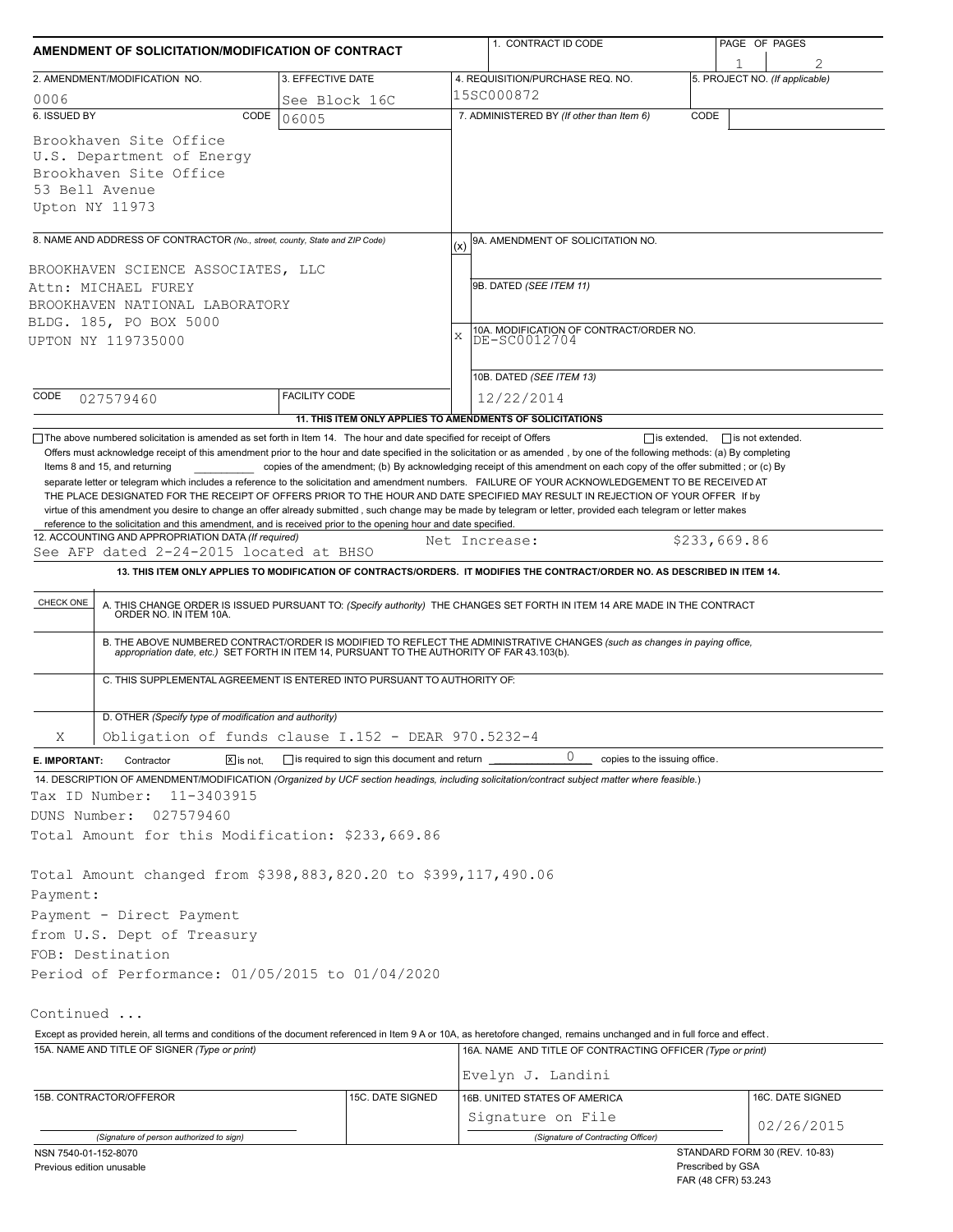# AMENDMENT OF SOLICITATION/MODIFICATION OF CONTRACT

| 1. CONTRACT ID CODE | PAGE OF PAGES |
|---|---|
| | 1 / 2 |

| 2. AMENDMENT/MODIFICATION NO. | 3. EFFECTIVE DATE | 4. REQUISITION/PURCHASE REQ. NO. | 5. PROJECT NO. (If applicable) |
|---|---|---|---|
| 0006 | See Block 16C | 15SC000872 | |

**6. ISSUED BY** CODE 06005

Brookhaven Site Office
U.S. Department of Energy
Brookhaven Site Office
53 Bell Avenue
Upton NY 11973

**7. ADMINISTERED BY** (If other than Item 6) CODE

**8. NAME AND ADDRESS OF CONTRACTOR** (No., street, county, State and ZIP Code)

BROOKHAVEN SCIENCE ASSOCIATES, LLC
Attn: MICHAEL FUREY
BROOKHAVEN NATIONAL LABORATORY
BLDG. 185, PO BOX 5000
UPTON NY 119735000

CODE 027579460 FACILITY CODE

(x) 9A. AMENDMENT OF SOLICITATION NO.

9B. DATED (SEE ITEM 11)

X 10A. MODIFICATION OF CONTRACT/ORDER NO. DE-SC0012704

10B. DATED (SEE ITEM 13) 12/22/2014

**11. THIS ITEM ONLY APPLIES TO AMENDMENTS OF SOLICITATIONS**

☐ The above numbered solicitation is amended as set forth in Item 14. The hour and date specified for receipt of Offers ☐ is extended, ☐ is not extended.

Offers must acknowledge receipt of this amendment prior to the hour and date specified in the solicitation or as amended, by one of the following methods: (a) By completing Items 8 and 15, and returning ____ copies of the amendment; (b) By acknowledging receipt of this amendment on each copy of the offer submitted ; or (c) By separate letter or telegram which includes a reference to the solicitation and amendment numbers. FAILURE OF YOUR ACKNOWLEDGEMENT TO BE RECEIVED AT THE PLACE DESIGNATED FOR THE RECEIPT OF OFFERS PRIOR TO THE HOUR AND DATE SPECIFIED MAY RESULT IN REJECTION OF YOUR OFFER If by virtue of this amendment you desire to change an offer already submitted, such change may be made by telegram or letter, provided each telegram or letter makes reference to the solicitation and this amendment, and is received prior to the opening hour and date specified.

**12. ACCOUNTING AND APPROPRIATION DATA** (If required)
See AFP dated 2-24-2015 located at BHSO — Net Increase: $233,669.86

**13. THIS ITEM ONLY APPLIES TO MODIFICATION OF CONTRACTS/ORDERS. IT MODIFIES THE CONTRACT/ORDER NO. AS DESCRIBED IN ITEM 14.**

| CHECK ONE | |
|---|---|
| | A. THIS CHANGE ORDER IS ISSUED PURSUANT TO: (Specify authority) THE CHANGES SET FORTH IN ITEM 14 ARE MADE IN THE CONTRACT ORDER NO. IN ITEM 10A. |
| | B. THE ABOVE NUMBERED CONTRACT/ORDER IS MODIFIED TO REFLECT THE ADMINISTRATIVE CHANGES (such as changes in paying office, appropriation date, etc.) SET FORTH IN ITEM 14, PURSUANT TO THE AUTHORITY OF FAR 43.103(b). |
| | C. THIS SUPPLEMENTAL AGREEMENT IS ENTERED INTO PURSUANT TO AUTHORITY OF: |
| X | D. OTHER (Specify type of modification and authority) Obligation of funds clause I.152 - DEAR 970.5232-4 |

**E. IMPORTANT:** Contractor ☒ is not, ☐ is required to sign this document and return 0 copies to the issuing office.

**14. DESCRIPTION OF AMENDMENT/MODIFICATION** (Organized by UCF section headings, including solicitation/contract subject matter where feasible.)

Tax ID Number: 11-3403915
DUNS Number: 027579460
Total Amount for this Modification: $233,669.86

Total Amount changed from $398,883,820.20 to $399,117,490.06
Payment:
Payment - Direct Payment
from U.S. Dept of Treasury
FOB: Destination
Period of Performance: 01/05/2015 to 01/04/2020

Continued ...

Except as provided herein, all terms and conditions of the document referenced in Item 9 A or 10A, as heretofore changed, remains unchanged and in full force and effect.

| 15A. NAME AND TITLE OF SIGNER (Type or print) | | 16A. NAME AND TITLE OF CONTRACTING OFFICER (Type or print) | |
|---|---|---|---|
| | | Evelyn J. Landini | |
| 15B. CONTRACTOR/OFFEROR | 15C. DATE SIGNED | 16B. UNITED STATES OF AMERICA | 16C. DATE SIGNED |
| (Signature of person authorized to sign) | | Signature on File (Signature of Contracting Officer) | 02/26/2015 |

NSN 7540-01-152-8070
Previous edition unusable

STANDARD FORM 30 (REV. 10-83)
Prescribed by GSA
FAR (48 CFR) 53.243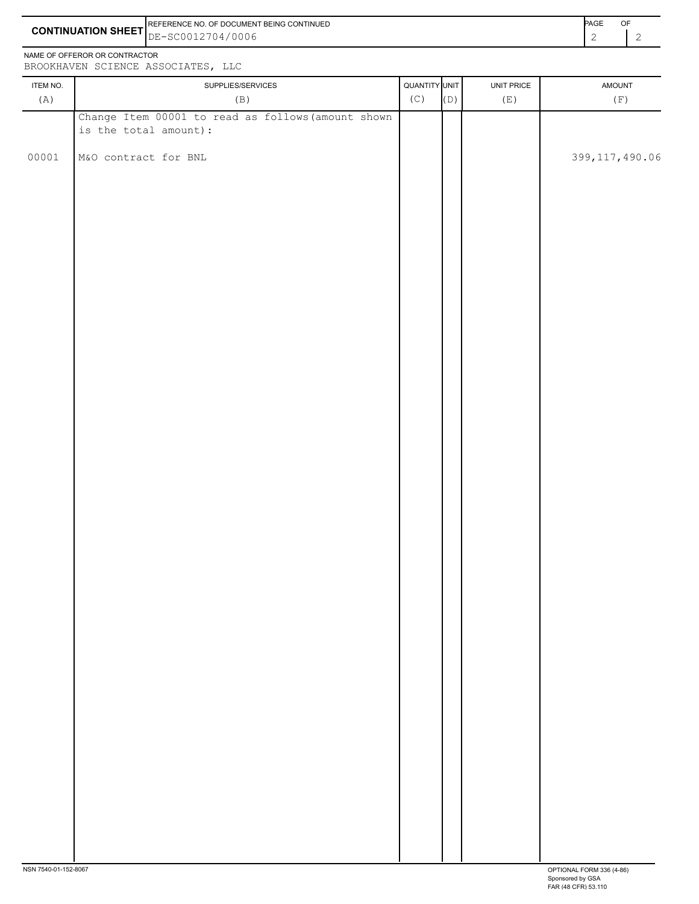**CONTINUATION SHEET**

REFERENCE NO. OF DOCUMENT BEING CONTINUED
DE-SC0012704/0006

NAME OF OFFEROR OR CONTRACTOR
BROOKHAVEN SCIENCE ASSOCIATES, LLC

| ITEM NO. (A) | SUPPLIES/SERVICES (B) | QUANTITY (C) | UNIT (D) | UNIT PRICE (E) | AMOUNT (F) |
|---|---|---|---|---|---|
| | Change Item 00001 to read as follows(amount shown is the total amount): | | | | |
| 00001 | M&O contract for BNL | | | | 399,117,490.06 |

NSN 7540-01-152-8067

OPTIONAL FORM 336 (4-86)
Sponsored by GSA
FAR (48 CFR) 53.110